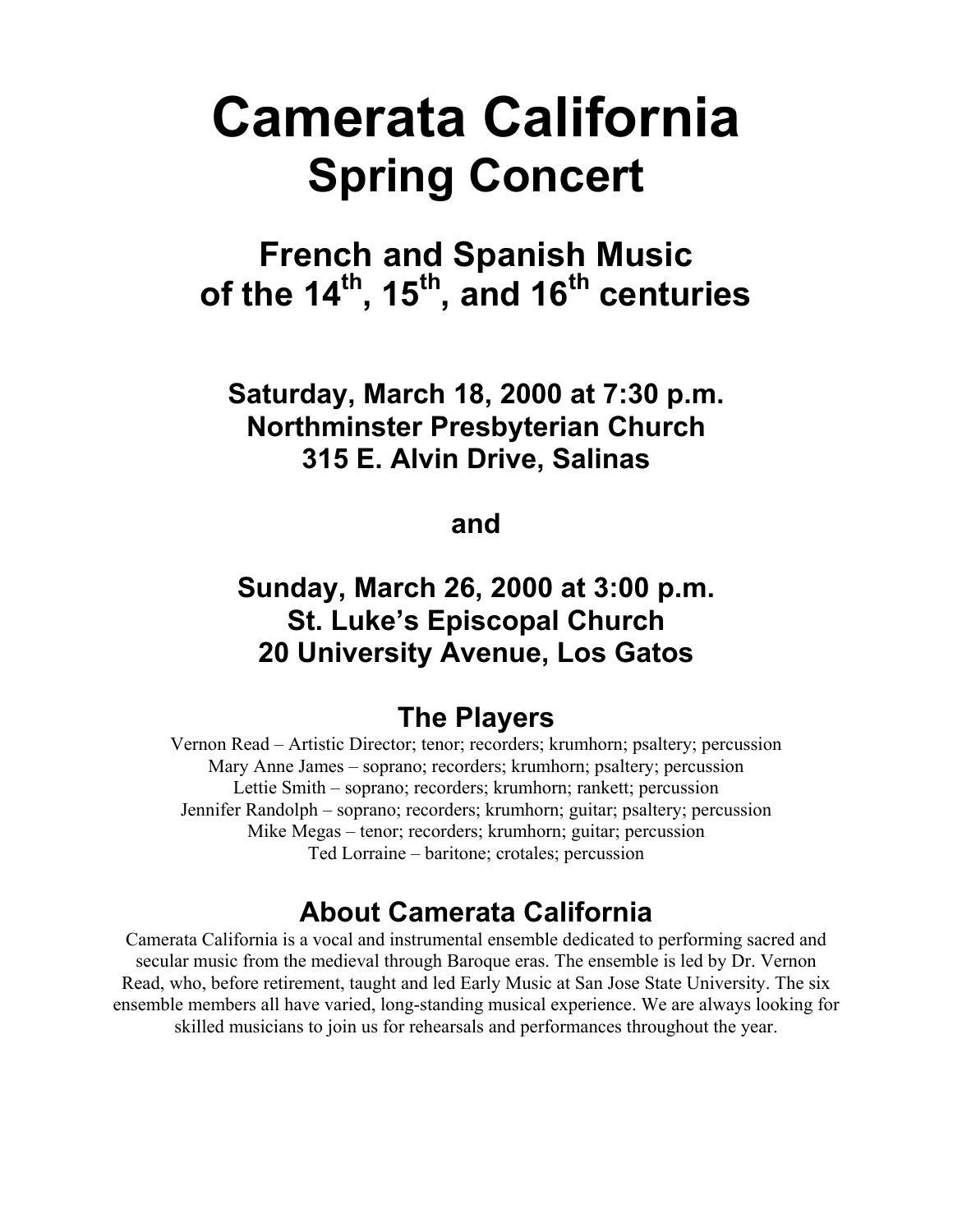# Camerata California
## Spring Concert

### French and Spanish Music of the 14th, 15th, and 16th centuries

**Saturday, March 18, 2000 at 7:30 p.m.**
**Northminster Presbyterian Church**
**315 E. Alvin Drive, Salinas**

**and**

**Sunday, March 26, 2000 at 3:00 p.m.**
**St. Luke's Episcopal Church**
**20 University Avenue, Los Gatos**

## The Players

Vernon Read – Artistic Director; tenor; recorders; krumhorn; psaltery; percussion
Mary Anne James – soprano; recorders; krumhorn; psaltery; percussion
Lettie Smith – soprano; recorders; krumhorn; rankett; percussion
Jennifer Randolph – soprano; recorders; krumhorn; guitar; psaltery; percussion
Mike Megas – tenor; recorders; krumhorn; guitar; percussion
Ted Lorraine – baritone; crotales; percussion

## About Camerata California

Camerata California is a vocal and instrumental ensemble dedicated to performing sacred and secular music from the medieval through Baroque eras. The ensemble is led by Dr. Vernon Read, who, before retirement, taught and led Early Music at San Jose State University. The six ensemble members all have varied, long-standing musical experience. We are always looking for skilled musicians to join us for rehearsals and performances throughout the year.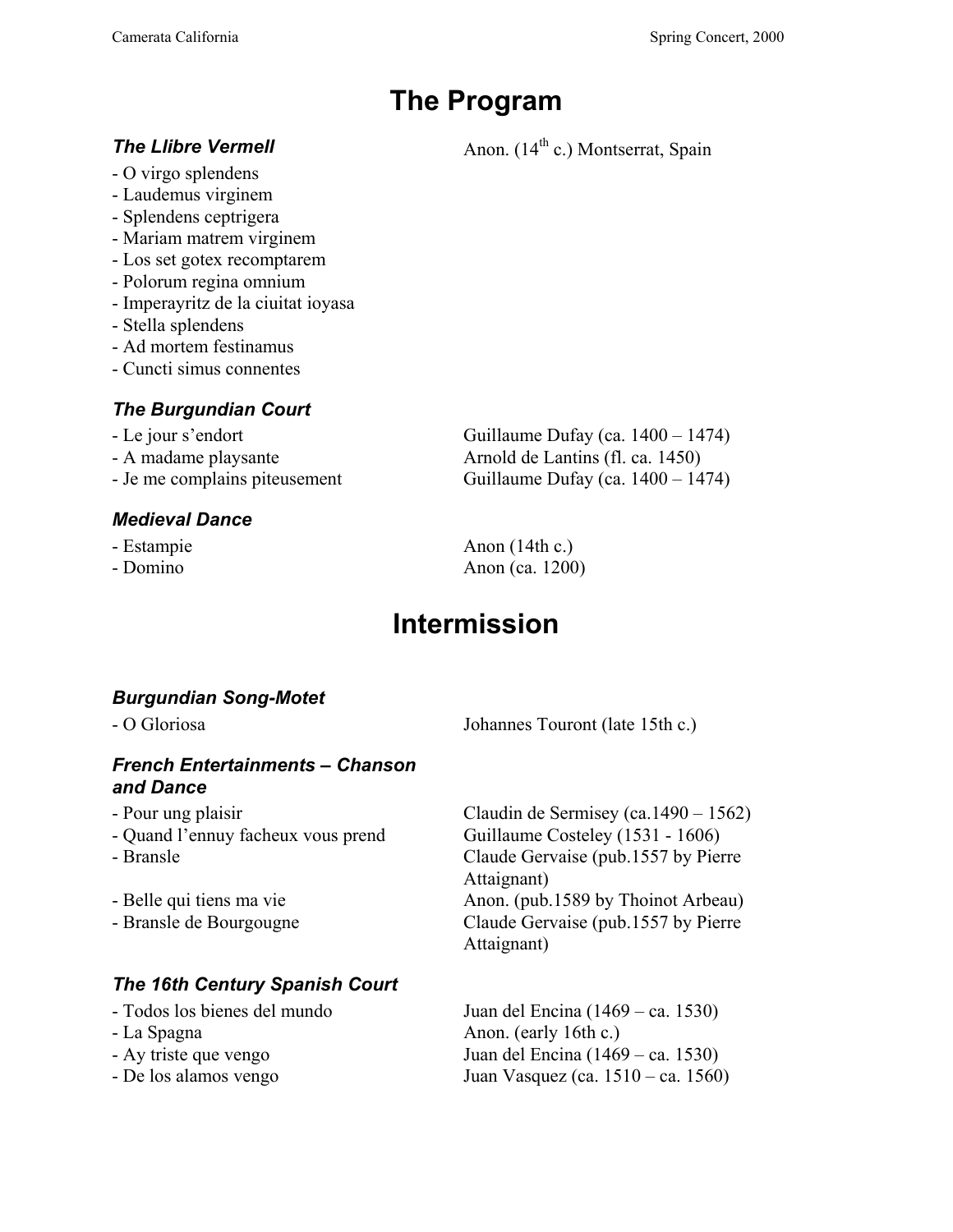# The Program

### *The Llibre Vermell*

Anon. (14th c.) Montserrat, Spain

- O virgo splendens
- Laudemus virginem
- Splendens ceptrigera
- Mariam matrem virginem
- Los set gotex recomptarem
- Polorum regina omnium
- Imperayritz de la ciuitat ioyasa
- Stella splendens
- Ad mortem festinamus
- Cuncti simus connentes

### *The Burgundian Court*

| | |
|---|---|
| - Le jour s'endort | Guillaume Dufay (ca. 1400 – 1474) |
| - A madame playsante | Arnold de Lantins (fl. ca. 1450) |
| - Je me complains piteusement | Guillaume Dufay (ca. 1400 – 1474) |

### *Medieval Dance*

| | |
|---|---|
| - Estampie | Anon (14th c.) |
| - Domino | Anon (ca. 1200) |

# Intermission

### *Burgundian Song-Motet*

| | |
|---|---|
| - O Gloriosa | Johannes Touront (late 15th c.) |

### *French Entertainments – Chanson and Dance*

| | |
|---|---|
| - Pour ung plaisir | Claudin de Sermisey (ca.1490 – 1562) |
| - Quand l'ennuy facheux vous prend | Guillaume Costeley (1531 - 1606) |
| - Bransle | Claude Gervaise (pub.1557 by Pierre Attaignant) |
| - Belle qui tiens ma vie | Anon. (pub.1589 by Thoinot Arbeau) |
| - Bransle de Bourgougne | Claude Gervaise (pub.1557 by Pierre Attaignant) |

### *The 16th Century Spanish Court*

| | |
|---|---|
| - Todos los bienes del mundo | Juan del Encina (1469 – ca. 1530) |
| - La Spagna | Anon. (early 16th c.) |
| - Ay triste que vengo | Juan del Encina (1469 – ca. 1530) |
| - De los alamos vengo | Juan Vasquez (ca. 1510 – ca. 1560) |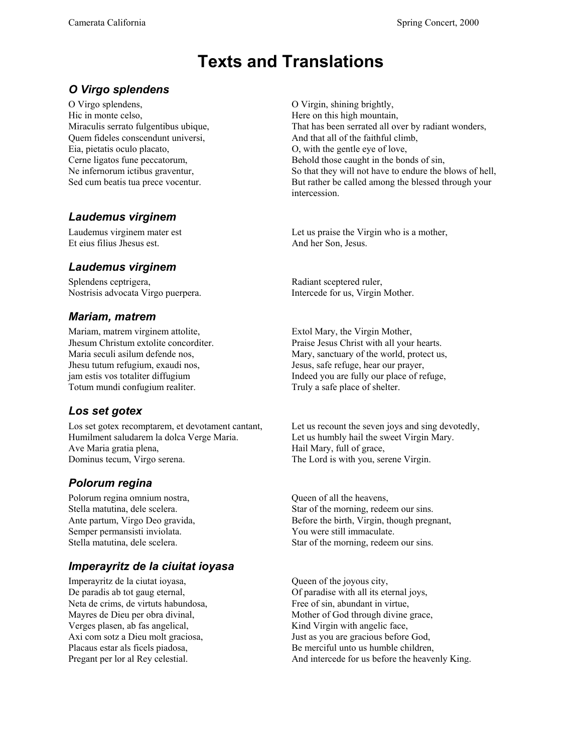# Texts and Translations

### *O Virgo splendens*

| | |
|---|---|
| O Virgo splendens, | O Virgin, shining brightly, |
| Hic in monte celso, | Here on this high mountain, |
| Miraculis serrato fulgentibus ubique, | That has been serrated all over by radiant wonders, |
| Quem fideles conscendunt universi, | And that all of the faithful climb, |
| Eia, pietatis oculo placato, | O, with the gentle eye of love, |
| Cerne ligatos fune peccatorum, | Behold those caught in the bonds of sin, |
| Ne infernorum ictibus graventur, | So that they will not have to endure the blows of hell, |
| Sed cum beatis tua prece vocentur. | But rather be called among the blessed through your intercession. |

### *Laudemus virginem*

| | |
|---|---|
| Laudemus virginem mater est | Let us praise the Virgin who is a mother, |
| Et eius filius Jhesus est. | And her Son, Jesus. |

### *Laudemus virginem*

| | |
|---|---|
| Splendens ceptrigera, | Radiant sceptered ruler, |
| Nostrisis advocata Virgo puerpera. | Intercede for us, Virgin Mother. |

### *Mariam, matrem*

| | |
|---|---|
| Mariam, matrem virginem attolite, | Extol Mary, the Virgin Mother, |
| Jhesum Christum extolite concorditer. | Praise Jesus Christ with all your hearts. |
| Maria seculi asilum defende nos, | Mary, sanctuary of the world, protect us, |
| Jhesu tutum refugium, exaudi nos, | Jesus, safe refuge, hear our prayer, |
| jam estis vos totaliter diffugium | Indeed you are fully our place of refuge, |
| Totum mundi confugium realiter. | Truly a safe place of shelter. |

### *Los set gotex*

| | |
|---|---|
| Los set gotex recomptarem, et devotament cantant, | Let us recount the seven joys and sing devotedly, |
| Humilment saludarem la dolca Verge Maria. | Let us humbly hail the sweet Virgin Mary. |
| Ave Maria gratia plena, | Hail Mary, full of grace, |
| Dominus tecum, Virgo serena. | The Lord is with you, serene Virgin. |

### *Polorum regina*

| | |
|---|---|
| Polorum regina omnium nostra, | Queen of all the heavens, |
| Stella matutina, dele scelera. | Star of the morning, redeem our sins. |
| Ante partum, Virgo Deo gravida, | Before the birth, Virgin, though pregnant, |
| Semper permansisti inviolata. | You were still immaculate. |
| Stella matutina, dele scelera. | Star of the morning, redeem our sins. |

### *Imperayritz de la ciuitat ioyasa*

| | |
|---|---|
| Imperayritz de la ciuitat ioyasa, | Queen of the joyous city, |
| De paradis ab tot gaug eternal, | Of paradise with all its eternal joys, |
| Neta de crims, de virtuts habundosa, | Free of sin, abundant in virtue, |
| Mayres de Dieu per obra divinal, | Mother of God through divine grace, |
| Verges plasen, ab fas angelical, | Kind Virgin with angelic face, |
| Axi com sotz a Dieu molt graciosa, | Just as you are gracious before God, |
| Placaus estar als ficels piadosa, | Be merciful unto us humble children, |
| Pregant per lor al Rey celestial. | And intercede for us before the heavenly King. |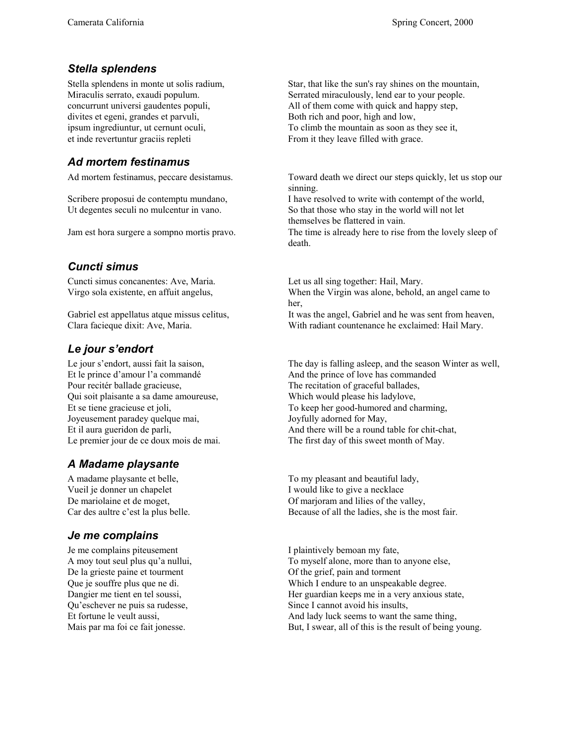## *Stella splendens*

| | |
|---|---|
| Stella splendens in monte ut solis radium, | Star, that like the sun's ray shines on the mountain, |
| Miraculis serrato, exaudi populum. | Serrated miraculously, lend ear to your people. |
| concurrunt universi gaudentes populi, | All of them come with quick and happy step, |
| divites et egeni, grandes et parvuli, | Both rich and poor, high and low, |
| ipsum ingrediuntur, ut cernunt oculi, | To climb the mountain as soon as they see it, |
| et inde revertuntur graciis repleti | From it they leave filled with grace. |

## *Ad mortem festinamus*

| | |
|---|---|
| Ad mortem festinamus, peccare desistamus. | Toward death we direct our steps quickly, let us stop our sinning. |
| Scribere proposui de contemptu mundano, | I have resolved to write with contempt of the world, |
| Ut degentes seculi no mulcentur in vano. | So that those who stay in the world will not let themselves be flattered in vain. |
| Jam est hora surgere a sompno mortis pravo. | The time is already here to rise from the lovely sleep of death. |

## *Cuncti simus*

| | |
|---|---|
| Cuncti simus concanentes: Ave, Maria. | Let us all sing together: Hail, Mary. |
| Virgo sola existente, en affuit angelus, | When the Virgin was alone, behold, an angel came to her, |
| Gabriel est appellatus atque missus celitus, | It was the angel, Gabriel and he was sent from heaven, |
| Clara facieque dixit: Ave, Maria. | With radiant countenance he exclaimed: Hail Mary. |

## *Le jour s'endort*

| | |
|---|---|
| Le jour s'endort, aussi fait la saison, | The day is falling asleep, and the season Winter as well, |
| Et le prince d'amour l'a commandé | And the prince of love has commanded |
| Pour recitér ballade gracieuse, | The recitation of graceful ballades, |
| Qui soit plaisante a sa dame amoureuse, | Which would please his ladylove, |
| Et se tiene gracieuse et joli, | To keep her good-humored and charming, |
| Joyeusement paradey quelque mai, | Joyfully adorned for May, |
| Et il aura gueridon de parli, | And there will be a round table for chit-chat, |
| Le premier jour de ce doux mois de mai. | The first day of this sweet month of May. |

## *A Madame playsante*

| | |
|---|---|
| A madame playsante et belle, | To my pleasant and beautiful lady, |
| Vueil je donner un chapelet | I would like to give a necklace |
| De mariolaine et de moget, | Of marjoram and lilies of the valley, |
| Car des aultre c'est la plus belle. | Because of all the ladies, she is the most fair. |

## *Je me complains*

| | |
|---|---|
| Je me complains piteusement | I plaintively bemoan my fate, |
| A moy tout seul plus qu'a nullui, | To myself alone, more than to anyone else, |
| De la grieste paine et tourment | Of the grief, pain and torment |
| Que je souffre plus que ne di. | Which I endure to an unspeakable degree. |
| Dangier me tient en tel soussi, | Her guardian keeps me in a very anxious state, |
| Qu'eschever ne puis sa rudesse, | Since I cannot avoid his insults, |
| Et fortune le veult aussi, | And lady luck seems to want the same thing, |
| Mais par ma foi ce fait jonesse. | But, I swear, all of this is the result of being young. |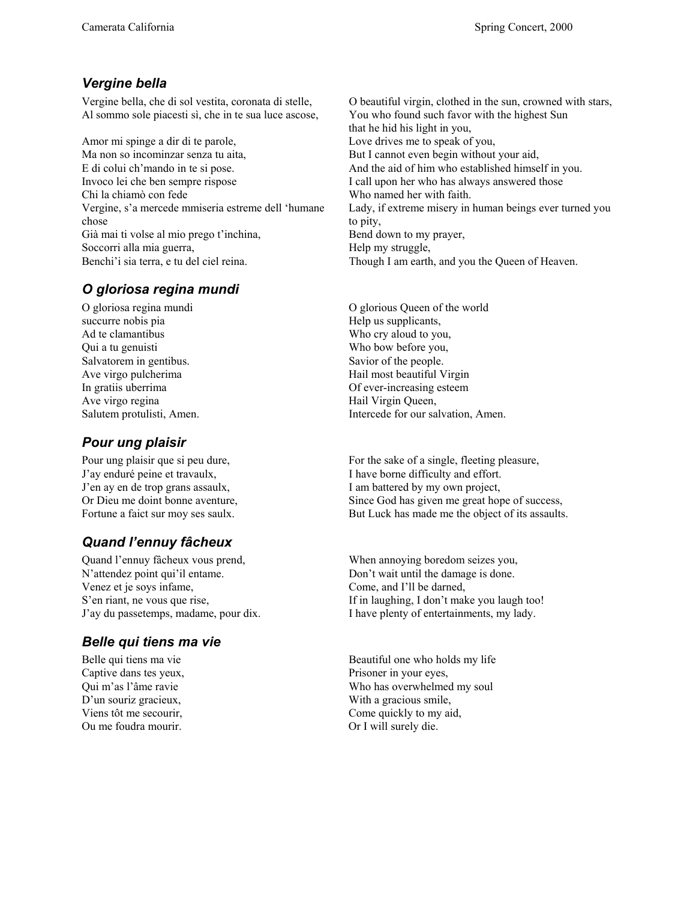### *Vergine bella*

| | |
|---|---|
| Vergine bella, che di sol vestita, coronata di stelle, | O beautiful virgin, clothed in the sun, crowned with stars, |
| Al sommo sole piacesti sì, che in te sua luce ascose, | You who found such favor with the highest Sun that he hid his light in you, |
| Amor mi spinge a dir di te parole, | Love drives me to speak of you, |
| Ma non so incominzar senza tu aita, | But I cannot even begin without your aid, |
| E di colui ch'mando in te si pose. | And the aid of him who established himself in you. |
| Invoco lei che ben sempre rispose | I call upon her who has always answered those |
| Chi la chiamò con fede | Who named her with faith. |
| Vergine, s'a mercede mmiseria estreme dell 'humane chose | Lady, if extreme misery in human beings ever turned you to pity, |
| Già mai ti volse al mio prego t'inchina, | Bend down to my prayer, |
| Soccorri alla mia guerra, | Help my struggle, |
| Benchi'i sia terra, e tu del ciel reina. | Though I am earth, and you the Queen of Heaven. |

### *O gloriosa regina mundi*

| | |
|---|---|
| O gloriosa regina mundi | O glorious Queen of the world |
| succurre nobis pia | Help us supplicants, |
| Ad te clamantibus | Who cry aloud to you, |
| Qui a tu genuisti | Who bow before you, |
| Salvatorem in gentibus. | Savior of the people. |
| Ave virgo pulcherima | Hail most beautiful Virgin |
| In gratiis uberrima | Of ever-increasing esteem |
| Ave virgo regina | Hail Virgin Queen, |
| Salutem protulisti, Amen. | Intercede for our salvation, Amen. |

### *Pour ung plaisir*

| | |
|---|---|
| Pour ung plaisir que si peu dure, | For the sake of a single, fleeting pleasure, |
| J'ay enduré peine et travaulx, | I have borne difficulty and effort. |
| J'en ay en de trop grans assaulx, | I am battered by my own project, |
| Or Dieu me doint bonne aventure, | Since God has given me great hope of success, |
| Fortune a faict sur moy ses saulx. | But Luck has made me the object of its assaults. |

### *Quand l'ennuy fâcheux*

| | |
|---|---|
| Quand l'ennuy fâcheux vous prend, | When annoying boredom seizes you, |
| N'attendez point qui'il entame. | Don't wait until the damage is done. |
| Venez et je soys infame, | Come, and I'll be darned, |
| S'en riant, ne vous que rise, | If in laughing, I don't make you laugh too! |
| J'ay du passetemps, madame, pour dix. | I have plenty of entertainments, my lady. |

### *Belle qui tiens ma vie*

| | |
|---|---|
| Belle qui tiens ma vie | Beautiful one who holds my life |
| Captive dans tes yeux, | Prisoner in your eyes, |
| Qui m'as l'âme ravie | Who has overwhelmed my soul |
| D'un souriz gracieux, | With a gracious smile, |
| Viens tôt me secourir, | Come quickly to my aid, |
| Ou me foudra mourir. | Or I will surely die. |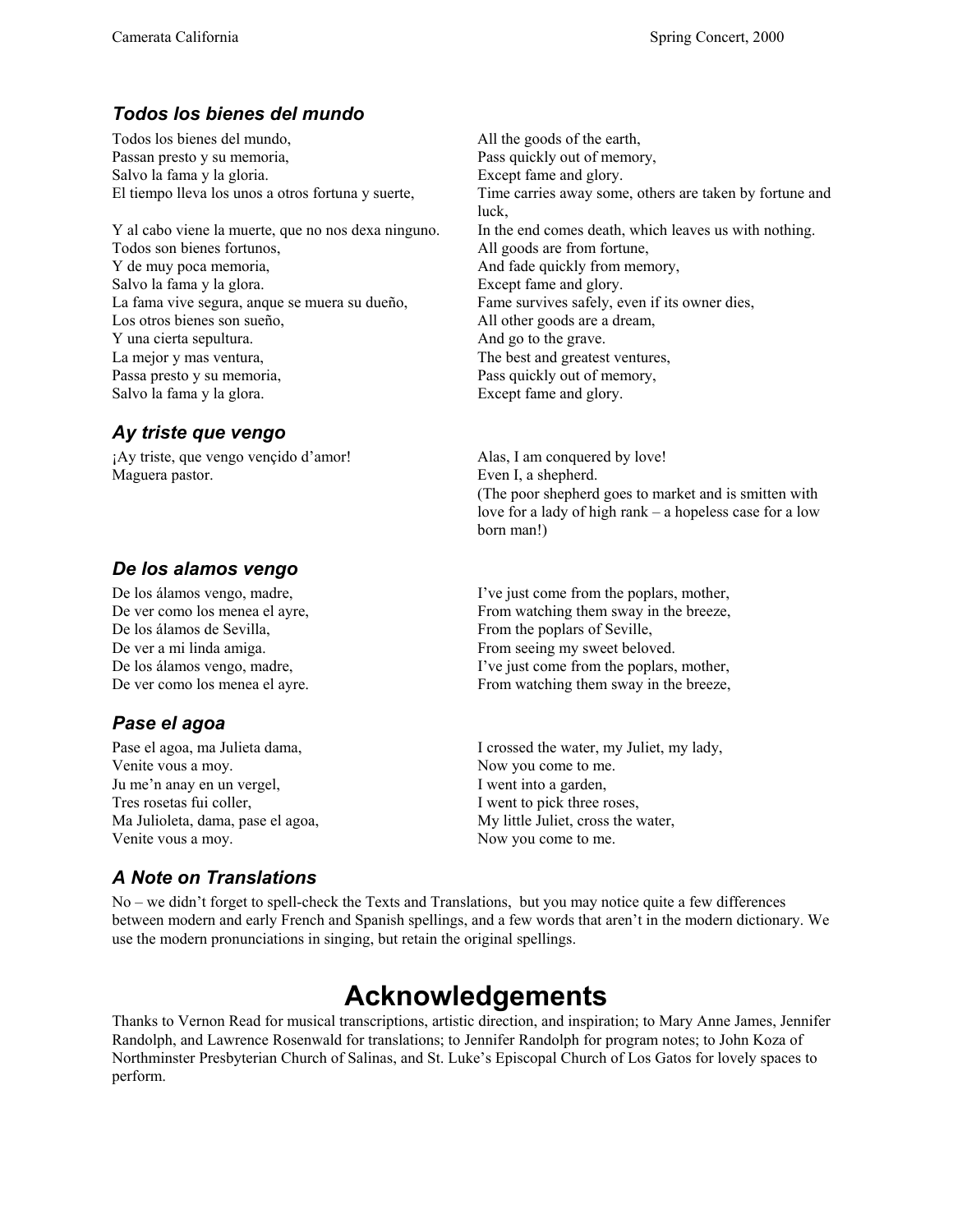### *Todos los bienes del mundo*

| | |
|---|---|
| Todos los bienes del mundo, | All the goods of the earth, |
| Passan presto y su memoria, | Pass quickly out of memory, |
| Salvo la fama y la gloria. | Except fame and glory. |
| El tiempo lleva los unos a otros fortuna y suerte, | Time carries away some, others are taken by fortune and luck, |
| Y al cabo viene la muerte, que no nos dexa ninguno. | In the end comes death, which leaves us with nothing. |
| Todos son bienes fortunos, | All goods are from fortune, |
| Y de muy poca memoria, | And fade quickly from memory, |
| Salvo la fama y la glora. | Except fame and glory. |
| La fama vive segura, anque se muera su dueño, | Fame survives safely, even if its owner dies, |
| Los otros bienes son sueño, | All other goods are a dream, |
| Y una cierta sepultura. | And go to the grave. |
| La mejor y mas ventura, | The best and greatest ventures, |
| Passa presto y su memoria, | Pass quickly out of memory, |
| Salvo la fama y la glora. | Except fame and glory. |

### *Ay triste que vengo*

| | |
|---|---|
| ¡Ay triste, que vengo vençido d'amor! | Alas, I am conquered by love! |
| Maguera pastor. | Even I, a shepherd. |
| | (The poor shepherd goes to market and is smitten with love for a lady of high rank – a hopeless case for a low born man!) |

### *De los alamos vengo*

| | |
|---|---|
| De los álamos vengo, madre, | I've just come from the poplars, mother, |
| De ver como los menea el ayre, | From watching them sway in the breeze, |
| De los álamos de Sevilla, | From the poplars of Seville, |
| De ver a mi linda amiga. | From seeing my sweet beloved. |
| De los álamos vengo, madre, | I've just come from the poplars, mother, |
| De ver como los menea el ayre. | From watching them sway in the breeze, |

### *Pase el agoa*

| | |
|---|---|
| Pase el agoa, ma Julieta dama, | I crossed the water, my Juliet, my lady, |
| Venite vous a moy. | Now you come to me. |
| Ju me'n anay en un vergel, | I went into a garden, |
| Tres rosetas fui coller, | I went to pick three roses, |
| Ma Julioleta, dama, pase el agoa, | My little Juliet, cross the water, |
| Venite vous a moy. | Now you come to me. |

### *A Note on Translations*

No – we didn't forget to spell-check the Texts and Translations, but you may notice quite a few differences between modern and early French and Spanish spellings, and a few words that aren't in the modern dictionary. We use the modern pronunciations in singing, but retain the original spellings.

# Acknowledgements

Thanks to Vernon Read for musical transcriptions, artistic direction, and inspiration; to Mary Anne James, Jennifer Randolph, and Lawrence Rosenwald for translations; to Jennifer Randolph for program notes; to John Koza of Northminster Presbyterian Church of Salinas, and St. Luke's Episcopal Church of Los Gatos for lovely spaces to perform.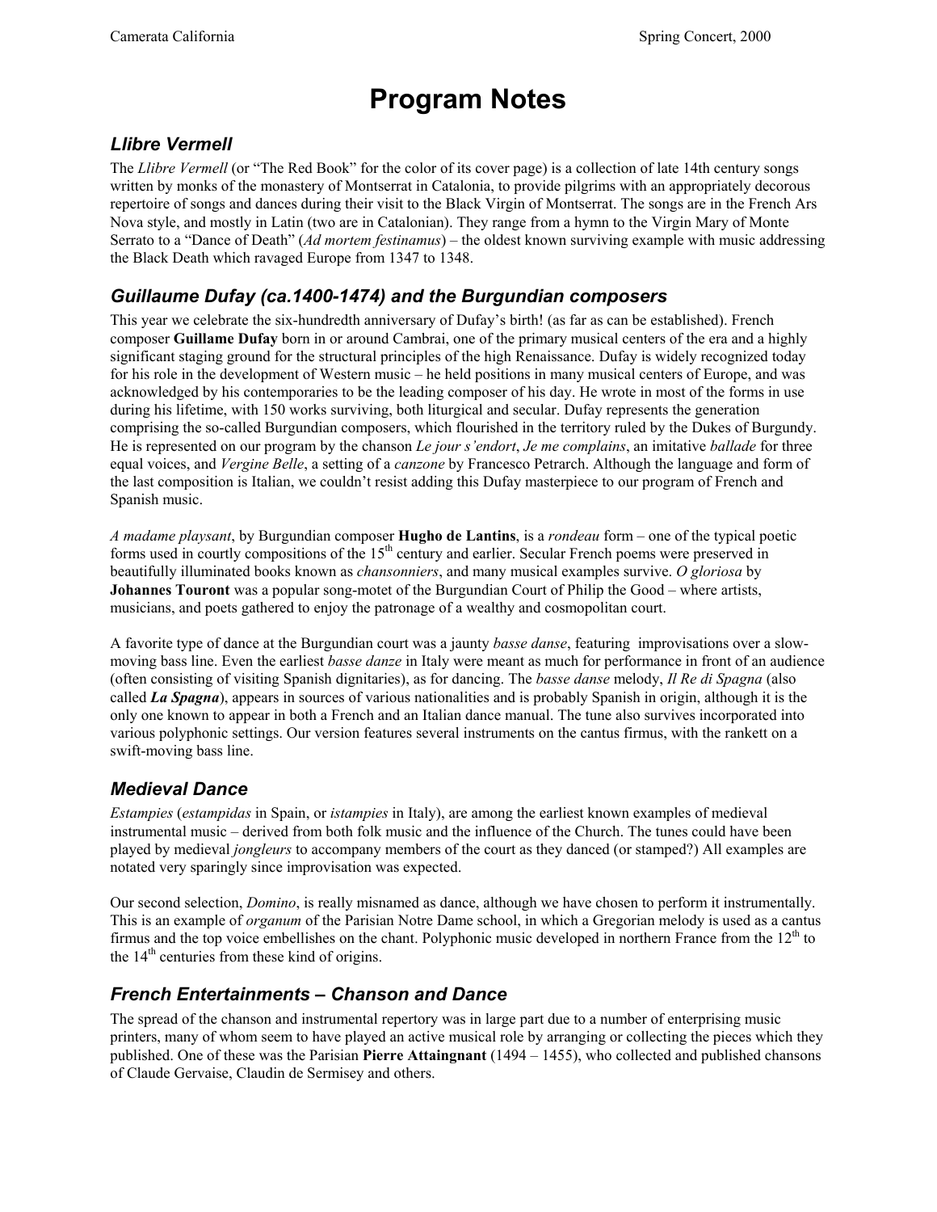# Program Notes

## *Llibre Vermell*

The *Llibre Vermell* (or "The Red Book" for the color of its cover page) is a collection of late 14th century songs written by monks of the monastery of Montserrat in Catalonia, to provide pilgrims with an appropriately decorous repertoire of songs and dances during their visit to the Black Virgin of Montserrat. The songs are in the French Ars Nova style, and mostly in Latin (two are in Catalonian). They range from a hymn to the Virgin Mary of Monte Serrato to a "Dance of Death" (*Ad mortem festinamus*) – the oldest known surviving example with music addressing the Black Death which ravaged Europe from 1347 to 1348.

## *Guillaume Dufay (ca.1400-1474) and the Burgundian composers*

This year we celebrate the six-hundredth anniversary of Dufay's birth! (as far as can be established). French composer **Guillame Dufay** born in or around Cambrai, one of the primary musical centers of the era and a highly significant staging ground for the structural principles of the high Renaissance. Dufay is widely recognized today for his role in the development of Western music – he held positions in many musical centers of Europe, and was acknowledged by his contemporaries to be the leading composer of his day. He wrote in most of the forms in use during his lifetime, with 150 works surviving, both liturgical and secular. Dufay represents the generation comprising the so-called Burgundian composers, which flourished in the territory ruled by the Dukes of Burgundy. He is represented on our program by the chanson *Le jour s'endort*, *Je me complains*, an imitative *ballade* for three equal voices, and *Vergine Belle*, a setting of a *canzone* by Francesco Petrarch. Although the language and form of the last composition is Italian, we couldn't resist adding this Dufay masterpiece to our program of French and Spanish music.

*A madame playsant*, by Burgundian composer **Hugho de Lantins**, is a *rondeau* form – one of the typical poetic forms used in courtly compositions of the 15th century and earlier. Secular French poems were preserved in beautifully illuminated books known as *chansonniers*, and many musical examples survive. *O gloriosa* by **Johannes Touront** was a popular song-motet of the Burgundian Court of Philip the Good – where artists, musicians, and poets gathered to enjoy the patronage of a wealthy and cosmopolitan court.

A favorite type of dance at the Burgundian court was a jaunty *basse danse*, featuring improvisations over a slow-moving bass line. Even the earliest *basse danze* in Italy were meant as much for performance in front of an audience (often consisting of visiting Spanish dignitaries), as for dancing. The *basse danse* melody, *Il Re di Spagna* (also called ***La Spagna***), appears in sources of various nationalities and is probably Spanish in origin, although it is the only one known to appear in both a French and an Italian dance manual. The tune also survives incorporated into various polyphonic settings. Our version features several instruments on the cantus firmus, with the rankett on a swift-moving bass line.

## *Medieval Dance*

*Estampies* (*estampidas* in Spain, or *istampies* in Italy), are among the earliest known examples of medieval instrumental music – derived from both folk music and the influence of the Church. The tunes could have been played by medieval *jongleurs* to accompany members of the court as they danced (or stamped?) All examples are notated very sparingly since improvisation was expected.

Our second selection, *Domino*, is really misnamed as dance, although we have chosen to perform it instrumentally. This is an example of *organum* of the Parisian Notre Dame school, in which a Gregorian melody is used as a cantus firmus and the top voice embellishes on the chant. Polyphonic music developed in northern France from the 12th to the 14th centuries from these kind of origins.

## *French Entertainments – Chanson and Dance*

The spread of the chanson and instrumental repertory was in large part due to a number of enterprising music printers, many of whom seem to have played an active musical role by arranging or collecting the pieces which they published. One of these was the Parisian **Pierre Attaingnant** (1494 – 1455), who collected and published chansons of Claude Gervaise, Claudin de Sermisey and others.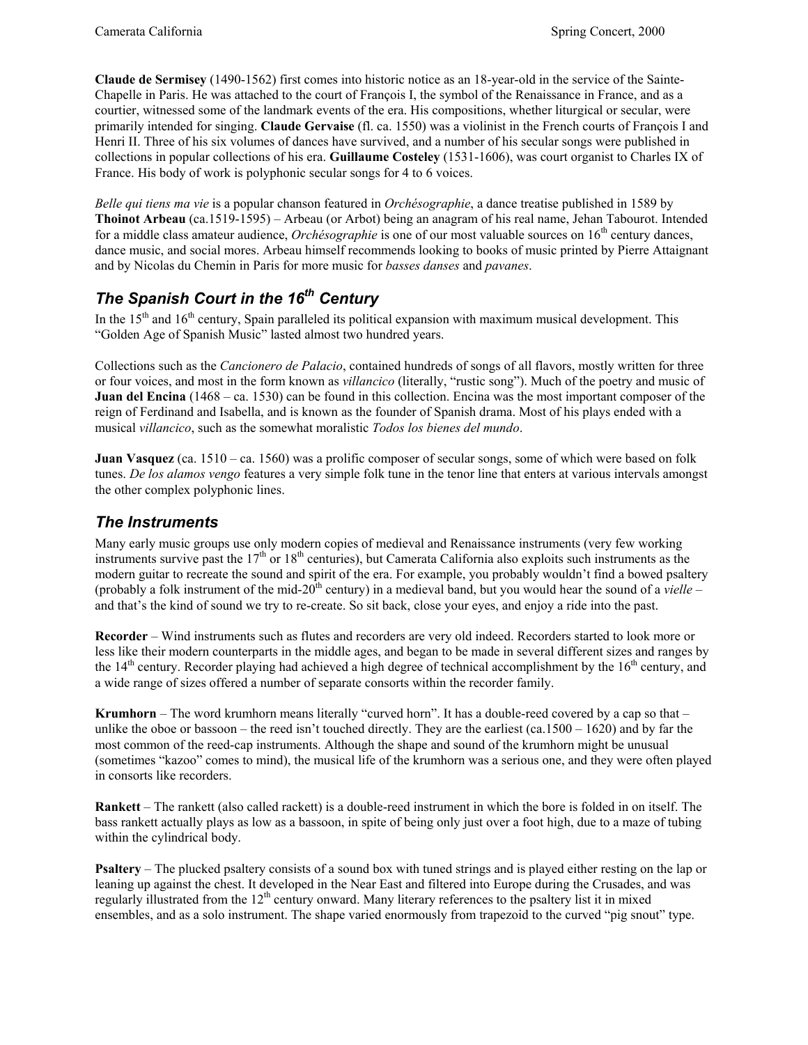**Claude de Sermisey** (1490-1562) first comes into historic notice as an 18-year-old in the service of the Sainte-Chapelle in Paris. He was attached to the court of François I, the symbol of the Renaissance in France, and as a courtier, witnessed some of the landmark events of the era. His compositions, whether liturgical or secular, were primarily intended for singing. **Claude Gervaise** (fl. ca. 1550) was a violinist in the French courts of François I and Henri II. Three of his six volumes of dances have survived, and a number of his secular songs were published in collections in popular collections of his era. **Guillaume Costeley** (1531-1606), was court organist to Charles IX of France. His body of work is polyphonic secular songs for 4 to 6 voices.

*Belle qui tiens ma vie* is a popular chanson featured in *Orchésographie*, a dance treatise published in 1589 by **Thoinot Arbeau** (ca.1519-1595) – Arbeau (or Arbot) being an anagram of his real name, Jehan Tabourot. Intended for a middle class amateur audience, *Orchésographie* is one of our most valuable sources on 16th century dances, dance music, and social mores. Arbeau himself recommends looking to books of music printed by Pierre Attaignant and by Nicolas du Chemin in Paris for more music for *basses danses* and *pavanes*.

## *The Spanish Court in the 16th Century*

In the 15th and 16th century, Spain paralleled its political expansion with maximum musical development. This "Golden Age of Spanish Music" lasted almost two hundred years.

Collections such as the *Cancionero de Palacio*, contained hundreds of songs of all flavors, mostly written for three or four voices, and most in the form known as *villancico* (literally, "rustic song"). Much of the poetry and music of **Juan del Encina** (1468 – ca. 1530) can be found in this collection. Encina was the most important composer of the reign of Ferdinand and Isabella, and is known as the founder of Spanish drama. Most of his plays ended with a musical *villancico*, such as the somewhat moralistic *Todos los bienes del mundo*.

**Juan Vasquez** (ca. 1510 – ca. 1560) was a prolific composer of secular songs, some of which were based on folk tunes. *De los alamos vengo* features a very simple folk tune in the tenor line that enters at various intervals amongst the other complex polyphonic lines.

## *The Instruments*

Many early music groups use only modern copies of medieval and Renaissance instruments (very few working instruments survive past the 17th or 18th centuries), but Camerata California also exploits such instruments as the modern guitar to recreate the sound and spirit of the era. For example, you probably wouldn't find a bowed psaltery (probably a folk instrument of the mid-20th century) in a medieval band, but you would hear the sound of a *vielle* – and that's the kind of sound we try to re-create. So sit back, close your eyes, and enjoy a ride into the past.

**Recorder** – Wind instruments such as flutes and recorders are very old indeed. Recorders started to look more or less like their modern counterparts in the middle ages, and began to be made in several different sizes and ranges by the 14th century. Recorder playing had achieved a high degree of technical accomplishment by the 16th century, and a wide range of sizes offered a number of separate consorts within the recorder family.

**Krumhorn** – The word krumhorn means literally "curved horn". It has a double-reed covered by a cap so that – unlike the oboe or bassoon – the reed isn't touched directly. They are the earliest (ca.1500 – 1620) and by far the most common of the reed-cap instruments. Although the shape and sound of the krumhorn might be unusual (sometimes "kazoo" comes to mind), the musical life of the krumhorn was a serious one, and they were often played in consorts like recorders.

**Rankett** – The rankett (also called rackett) is a double-reed instrument in which the bore is folded in on itself. The bass rankett actually plays as low as a bassoon, in spite of being only just over a foot high, due to a maze of tubing within the cylindrical body.

**Psaltery** – The plucked psaltery consists of a sound box with tuned strings and is played either resting on the lap or leaning up against the chest. It developed in the Near East and filtered into Europe during the Crusades, and was regularly illustrated from the 12th century onward. Many literary references to the psaltery list it in mixed ensembles, and as a solo instrument. The shape varied enormously from trapezoid to the curved "pig snout" type.